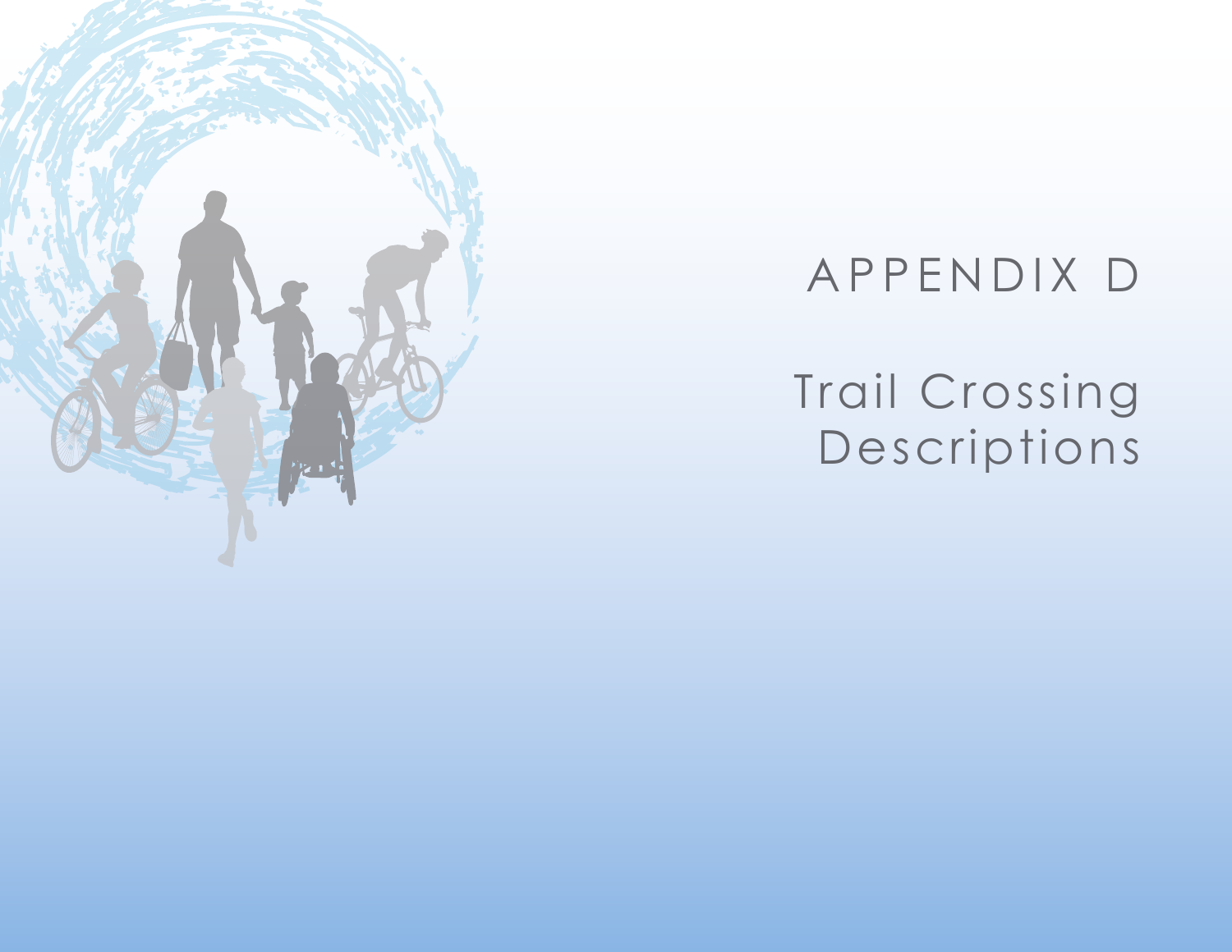# APPENDIX D

# Trail Crossing Descriptions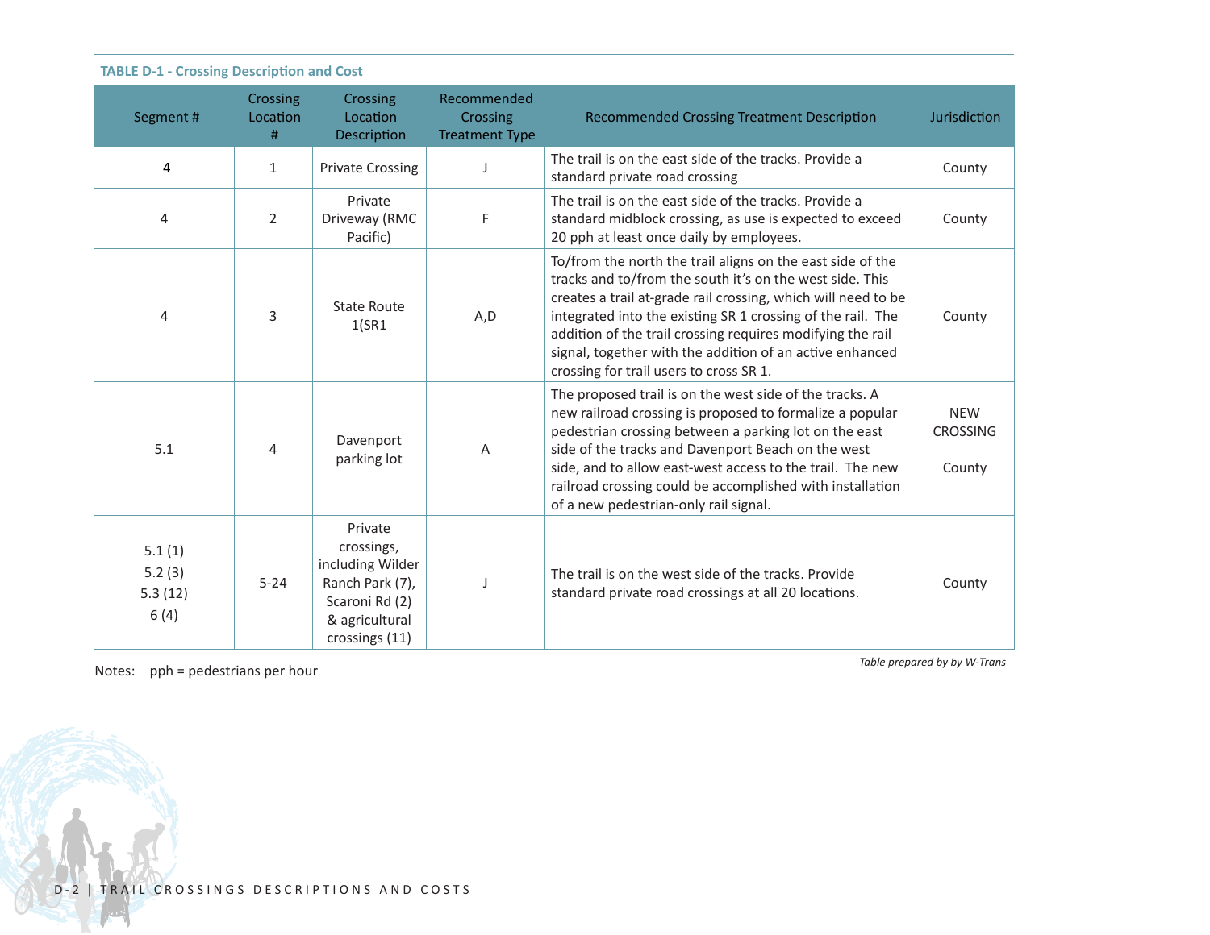**TABLE D-1 - Crossing Description and Cost**

| Segment # | Crossing Location # | Crossing Location Description | Recommended Crossing Treatment Type | Recommended Crossing Treatment Description | Jurisdiction |
|---|---|---|---|---|---|
| 4 | 1 | Private Crossing | J | The trail is on the east side of the tracks. Provide a standard private road crossing | County |
| 4 | 2 | Private Driveway (RMC Pacific) | F | The trail is on the east side of the tracks. Provide a standard midblock crossing, as use is expected to exceed 20 pph at least once daily by employees. | County |
| 4 | 3 | State Route 1(SR1 | A,D | To/from the north the trail aligns on the east side of the tracks and to/from the south it's on the west side. This creates a trail at-grade rail crossing, which will need to be integrated into the existing SR 1 crossing of the rail. The addition of the trail crossing requires modifying the rail signal, together with the addition of an active enhanced crossing for trail users to cross SR 1. | County |
| 5.1 | 4 | Davenport parking lot | A | The proposed trail is on the west side of the tracks. A new railroad crossing is proposed to formalize a popular pedestrian crossing between a parking lot on the east side of the tracks and Davenport Beach on the west side, and to allow east-west access to the trail. The new railroad crossing could be accomplished with installation of a new pedestrian-only rail signal. | NEW CROSSING<br><br>County |
| 5.1 (1)<br>5.2 (3)<br>5.3 (12)<br>6 (4) | 5-24 | Private crossings, including Wilder Ranch Park (7), Scaroni Rd (2) & agricultural crossings (11) | J | The trail is on the west side of the tracks. Provide standard private road crossings at all 20 locations. | County |

Notes: pph = pedestrians per hour

*Table prepared by by W-Trans*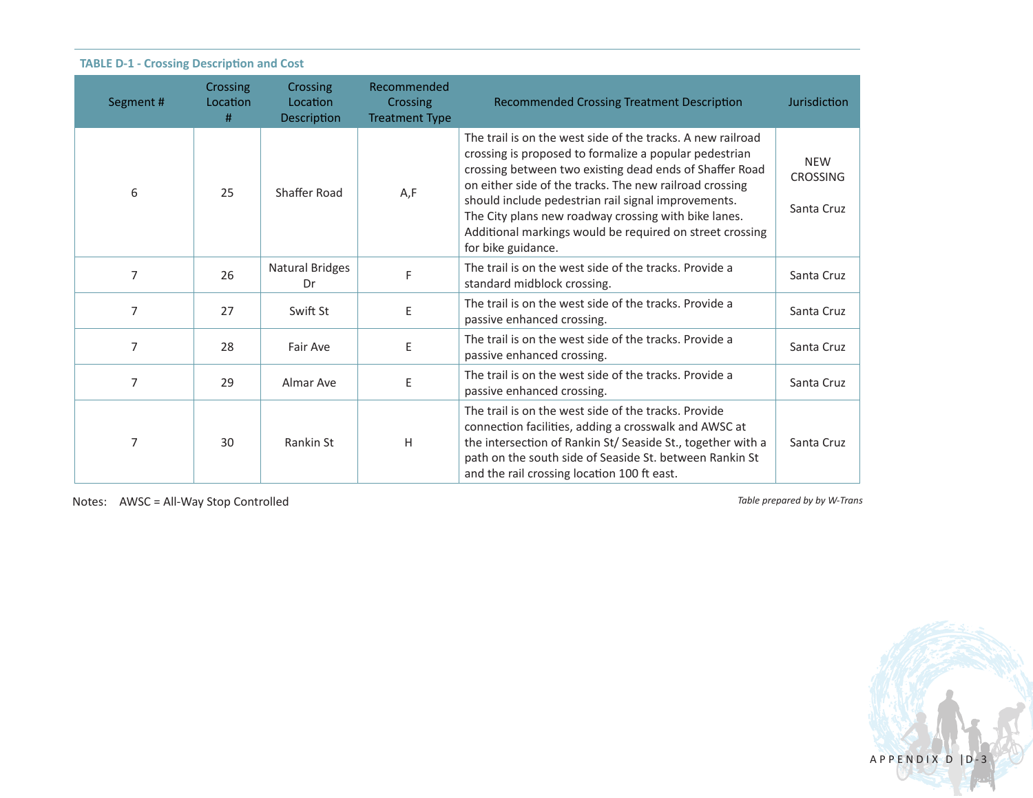**TABLE D-1 - Crossing Description and Cost**

| Segment # | Crossing Location # | Crossing Location Description | Recommended Crossing Treatment Type | Recommended Crossing Treatment Description | Jurisdiction |
|---|---|---|---|---|---|
| 6 | 25 | Shaffer Road | A,F | The trail is on the west side of the tracks. A new railroad crossing is proposed to formalize a popular pedestrian crossing between two existing dead ends of Shaffer Road on either side of the tracks. The new railroad crossing should include pedestrian rail signal improvements. The City plans new roadway crossing with bike lanes. Additional markings would be required on street crossing for bike guidance. | NEW CROSSING<br><br>Santa Cruz |
| 7 | 26 | Natural Bridges Dr | F | The trail is on the west side of the tracks. Provide a standard midblock crossing. | Santa Cruz |
| 7 | 27 | Swift St | E | The trail is on the west side of the tracks. Provide a passive enhanced crossing. | Santa Cruz |
| 7 | 28 | Fair Ave | E | The trail is on the west side of the tracks. Provide a passive enhanced crossing. | Santa Cruz |
| 7 | 29 | Almar Ave | E | The trail is on the west side of the tracks. Provide a passive enhanced crossing. | Santa Cruz |
| 7 | 30 | Rankin St | H | The trail is on the west side of the tracks. Provide connection facilities, adding a crosswalk and AWSC at the intersection of Rankin St/ Seaside St., together with a path on the south side of Seaside St. between Rankin St and the rail crossing location 100 ft east. | Santa Cruz |

Notes: AWSC = All-Way Stop Controlled

*Table prepared by by W-Trans*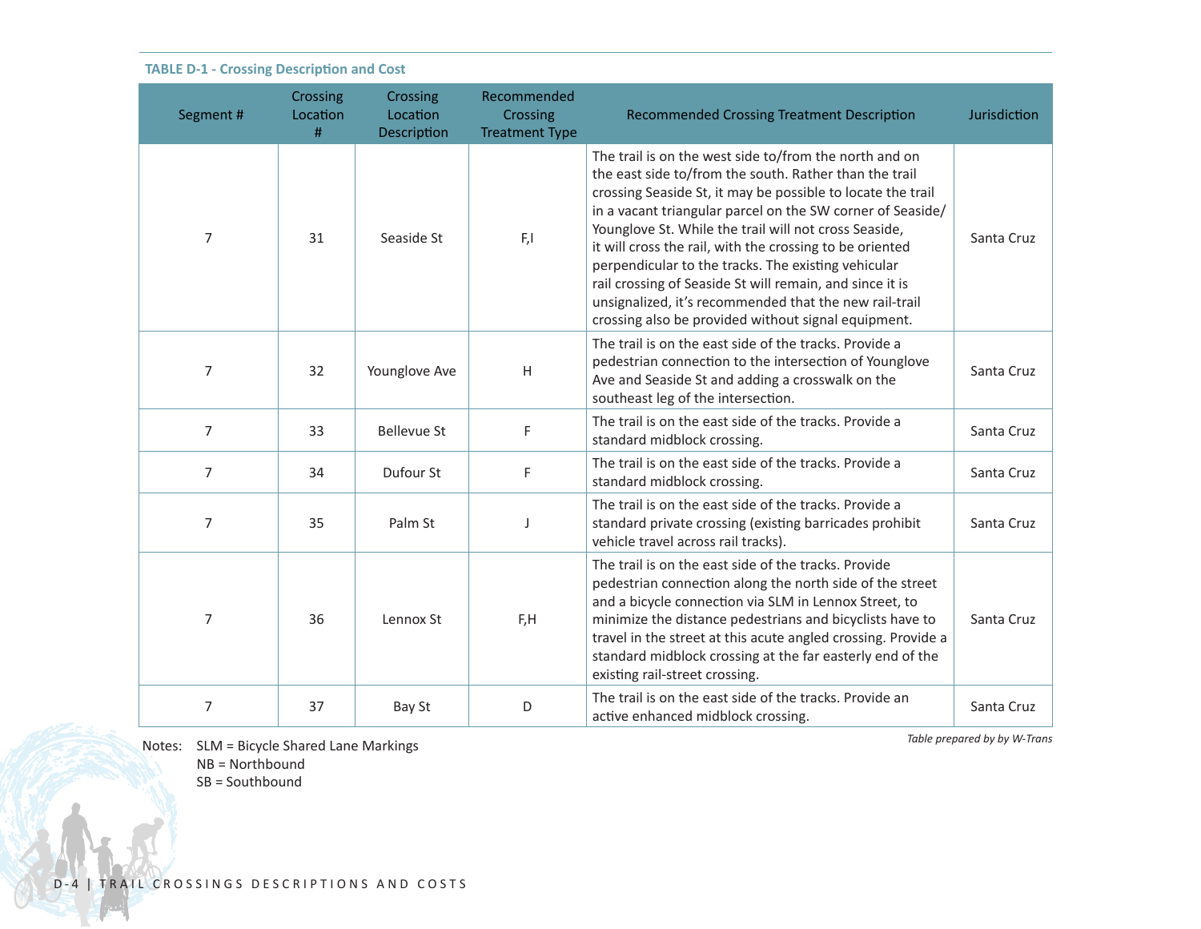**TABLE D-1 - Crossing Description and Cost**

| Segment # | Crossing Location # | Crossing Location Description | Recommended Crossing Treatment Type | Recommended Crossing Treatment Description | Jurisdiction |
|---|---|---|---|---|---|
| 7 | 31 | Seaside St | F,I | The trail is on the west side to/from the north and on the east side to/from the south. Rather than the trail crossing Seaside St, it may be possible to locate the trail in a vacant triangular parcel on the SW corner of Seaside/ Younglove St. While the trail will not cross Seaside, it will cross the rail, with the crossing to be oriented perpendicular to the tracks. The existing vehicular rail crossing of Seaside St will remain, and since it is unsignalized, it's recommended that the new rail-trail crossing also be provided without signal equipment. | Santa Cruz |
| 7 | 32 | Younglove Ave | H | The trail is on the east side of the tracks. Provide a pedestrian connection to the intersection of Younglove Ave and Seaside St and adding a crosswalk on the southeast leg of the intersection. | Santa Cruz |
| 7 | 33 | Bellevue St | F | The trail is on the east side of the tracks. Provide a standard midblock crossing. | Santa Cruz |
| 7 | 34 | Dufour St | F | The trail is on the east side of the tracks. Provide a standard midblock crossing. | Santa Cruz |
| 7 | 35 | Palm St | J | The trail is on the east side of the tracks. Provide a standard private crossing (existing barricades prohibit vehicle travel across rail tracks). | Santa Cruz |
| 7 | 36 | Lennox St | F,H | The trail is on the east side of the tracks. Provide pedestrian connection along the north side of the street and a bicycle connection via SLM in Lennox Street, to minimize the distance pedestrians and bicyclists have to travel in the street at this acute angled crossing. Provide a standard midblock crossing at the far easterly end of the existing rail-street crossing. | Santa Cruz |
| 7 | 37 | Bay St | D | The trail is on the east side of the tracks. Provide an active enhanced midblock crossing. | Santa Cruz |

Notes: SLM = Bicycle Shared Lane Markings
NB = Northbound
SB = Southbound

*Table prepared by by W-Trans*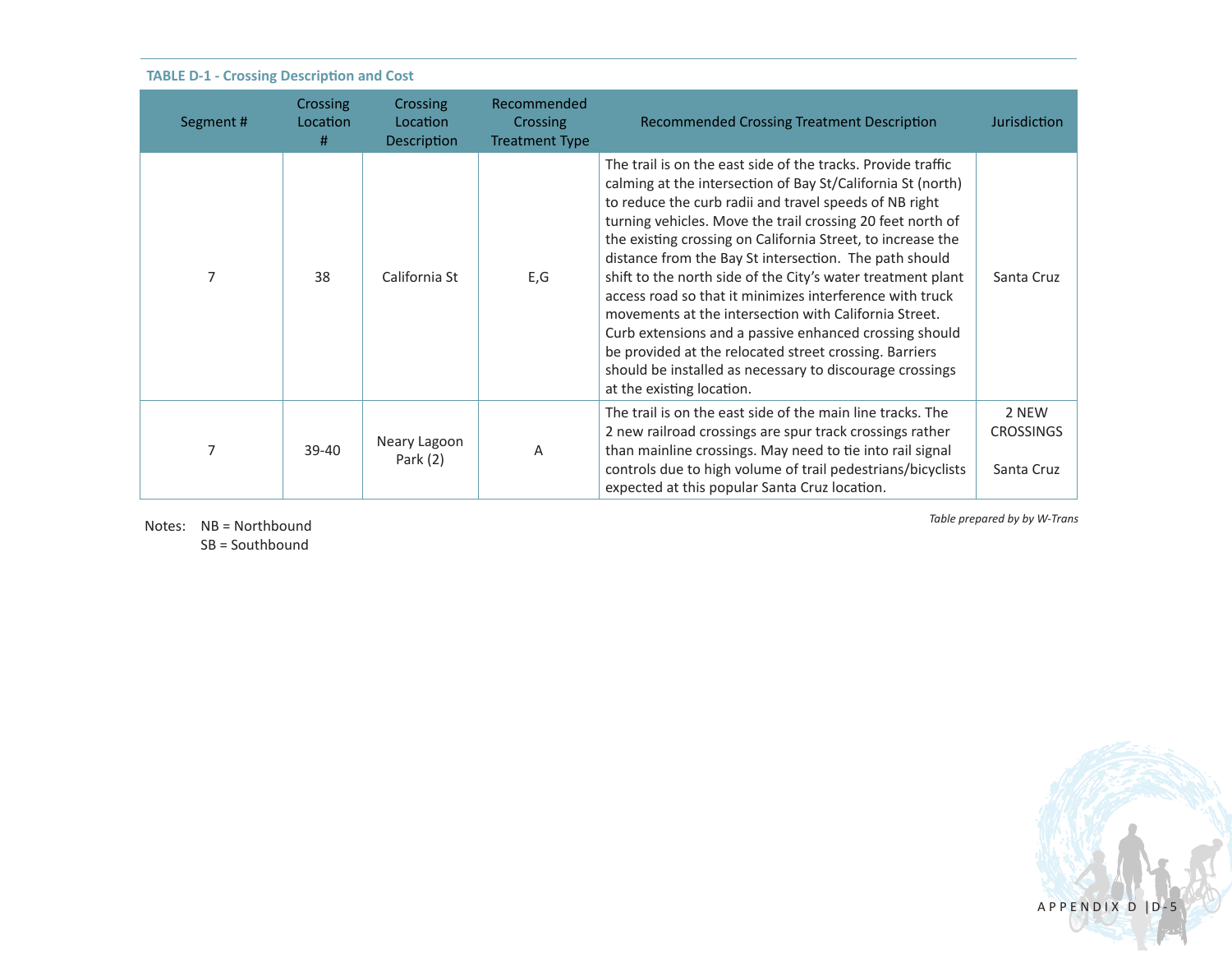**TABLE D-1 - Crossing Description and Cost**

| Segment # | Crossing Location # | Crossing Location Description | Recommended Crossing Treatment Type | Recommended Crossing Treatment Description | Jurisdiction |
|---|---|---|---|---|---|
| 7 | 38 | California St | E,G | The trail is on the east side of the tracks. Provide traffic calming at the intersection of Bay St/California St (north) to reduce the curb radii and travel speeds of NB right turning vehicles. Move the trail crossing 20 feet north of the existing crossing on California Street, to increase the distance from the Bay St intersection. The path should shift to the north side of the City's water treatment plant access road so that it minimizes interference with truck movements at the intersection with California Street. Curb extensions and a passive enhanced crossing should be provided at the relocated street crossing. Barriers should be installed as necessary to discourage crossings at the existing location. | Santa Cruz |
| 7 | 39-40 | Neary Lagoon Park (2) | A | The trail is on the east side of the main line tracks. The 2 new railroad crossings are spur track crossings rather than mainline crossings. May need to tie into rail signal controls due to high volume of trail pedestrians/bicyclists expected at this popular Santa Cruz location. | 2 NEW CROSSINGS<br><br>Santa Cruz |

Notes: NB = Northbound
SB = Southbound

*Table prepared by by W-Trans*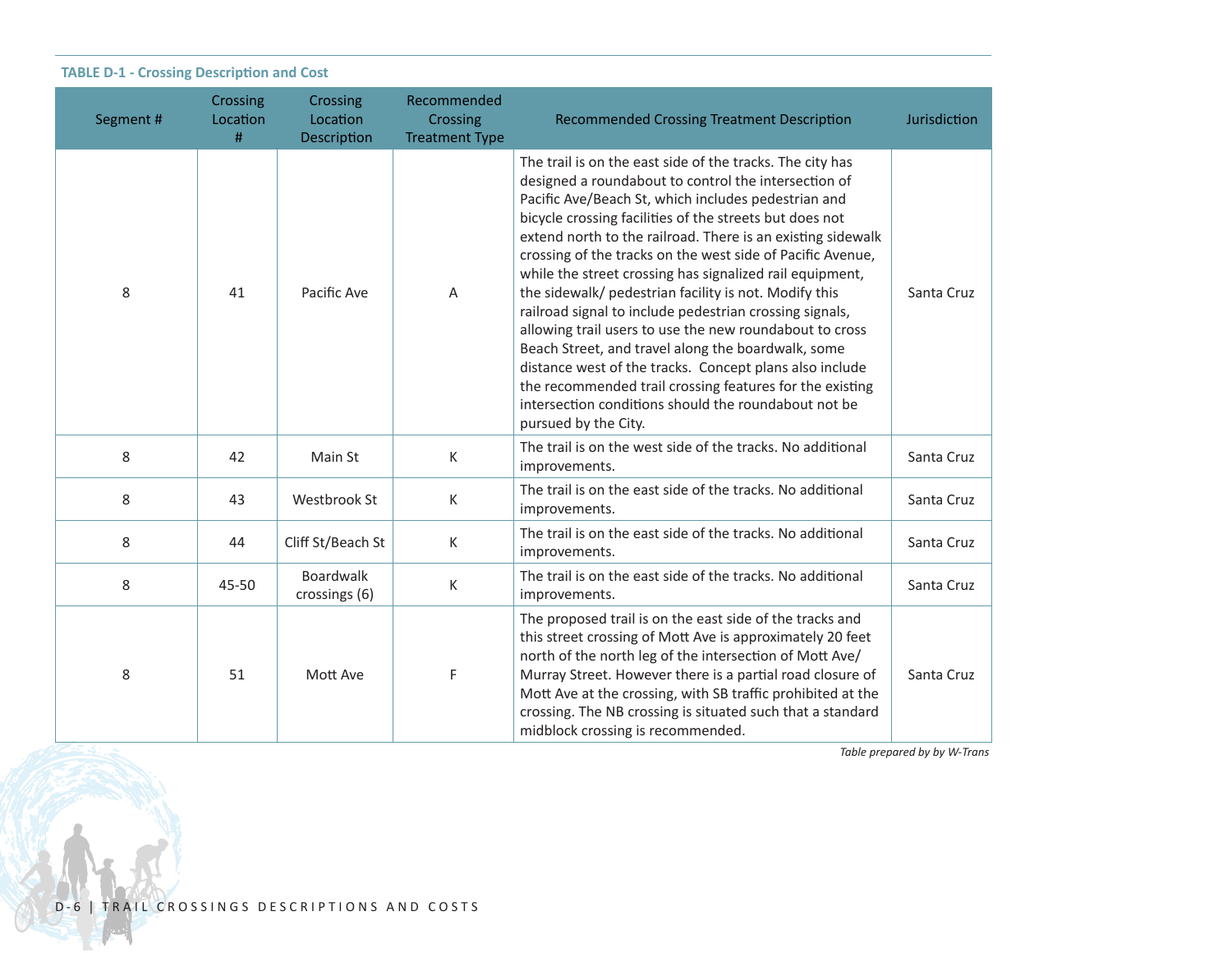**TABLE D-1 - Crossing Description and Cost**

| Segment # | Crossing Location # | Crossing Location Description | Recommended Crossing Treatment Type | Recommended Crossing Treatment Description | Jurisdiction |
|---|---|---|---|---|---|
| 8 | 41 | Pacific Ave | A | The trail is on the east side of the tracks. The city has designed a roundabout to control the intersection of Pacific Ave/Beach St, which includes pedestrian and bicycle crossing facilities of the streets but does not extend north to the railroad. There is an existing sidewalk crossing of the tracks on the west side of Pacific Avenue, while the street crossing has signalized rail equipment, the sidewalk/ pedestrian facility is not. Modify this railroad signal to include pedestrian crossing signals, allowing trail users to use the new roundabout to cross Beach Street, and travel along the boardwalk, some distance west of the tracks. Concept plans also include the recommended trail crossing features for the existing intersection conditions should the roundabout not be pursued by the City. | Santa Cruz |
| 8 | 42 | Main St | K | The trail is on the west side of the tracks. No additional improvements. | Santa Cruz |
| 8 | 43 | Westbrook St | K | The trail is on the east side of the tracks. No additional improvements. | Santa Cruz |
| 8 | 44 | Cliff St/Beach St | K | The trail is on the east side of the tracks. No additional improvements. | Santa Cruz |
| 8 | 45-50 | Boardwalk crossings (6) | K | The trail is on the east side of the tracks. No additional improvements. | Santa Cruz |
| 8 | 51 | Mott Ave | F | The proposed trail is on the east side of the tracks and this street crossing of Mott Ave is approximately 20 feet north of the north leg of the intersection of Mott Ave/ Murray Street. However there is a partial road closure of Mott Ave at the crossing, with SB traffic prohibited at the crossing. The NB crossing is situated such that a standard midblock crossing is recommended. | Santa Cruz |

*Table prepared by by W-Trans*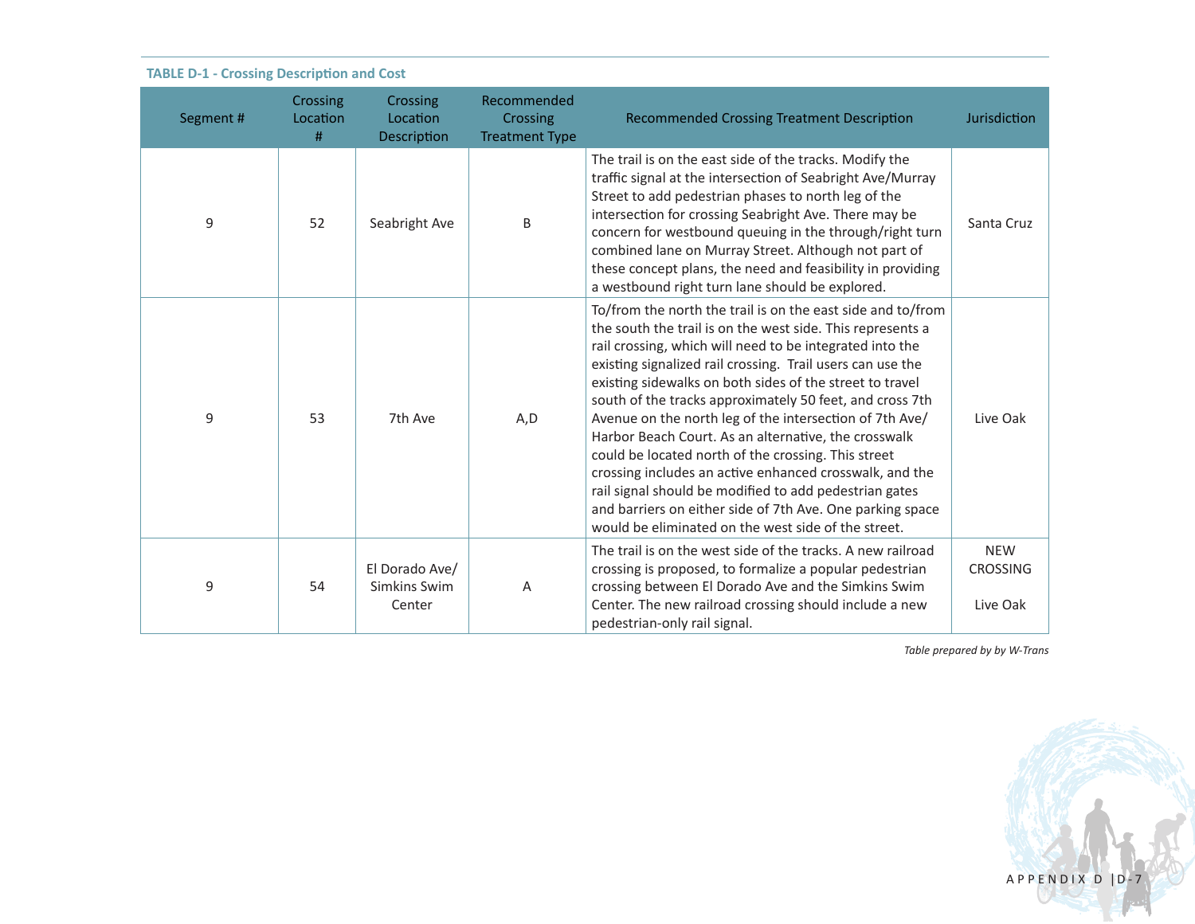**TABLE D-1 - Crossing Description and Cost**

| Segment # | Crossing Location # | Crossing Location Description | Recommended Crossing Treatment Type | Recommended Crossing Treatment Description | Jurisdiction |
|---|---|---|---|---|---|
| 9 | 52 | Seabright Ave | B | The trail is on the east side of the tracks. Modify the traffic signal at the intersection of Seabright Ave/Murray Street to add pedestrian phases to north leg of the intersection for crossing Seabright Ave. There may be concern for westbound queuing in the through/right turn combined lane on Murray Street. Although not part of these concept plans, the need and feasibility in providing a westbound right turn lane should be explored. | Santa Cruz |
| 9 | 53 | 7th Ave | A,D | To/from the north the trail is on the east side and to/from the south the trail is on the west side. This represents a rail crossing, which will need to be integrated into the existing signalized rail crossing. Trail users can use the existing sidewalks on both sides of the street to travel south of the tracks approximately 50 feet, and cross 7th Avenue on the north leg of the intersection of 7th Ave/ Harbor Beach Court. As an alternative, the crosswalk could be located north of the crossing. This street crossing includes an active enhanced crosswalk, and the rail signal should be modified to add pedestrian gates and barriers on either side of 7th Ave. One parking space would be eliminated on the west side of the street. | Live Oak |
| 9 | 54 | El Dorado Ave/ Simkins Swim Center | A | The trail is on the west side of the tracks. A new railroad crossing is proposed, to formalize a popular pedestrian crossing between El Dorado Ave and the Simkins Swim Center. The new railroad crossing should include a new pedestrian-only rail signal. | NEW CROSSING<br><br>Live Oak |

*Table prepared by by W-Trans*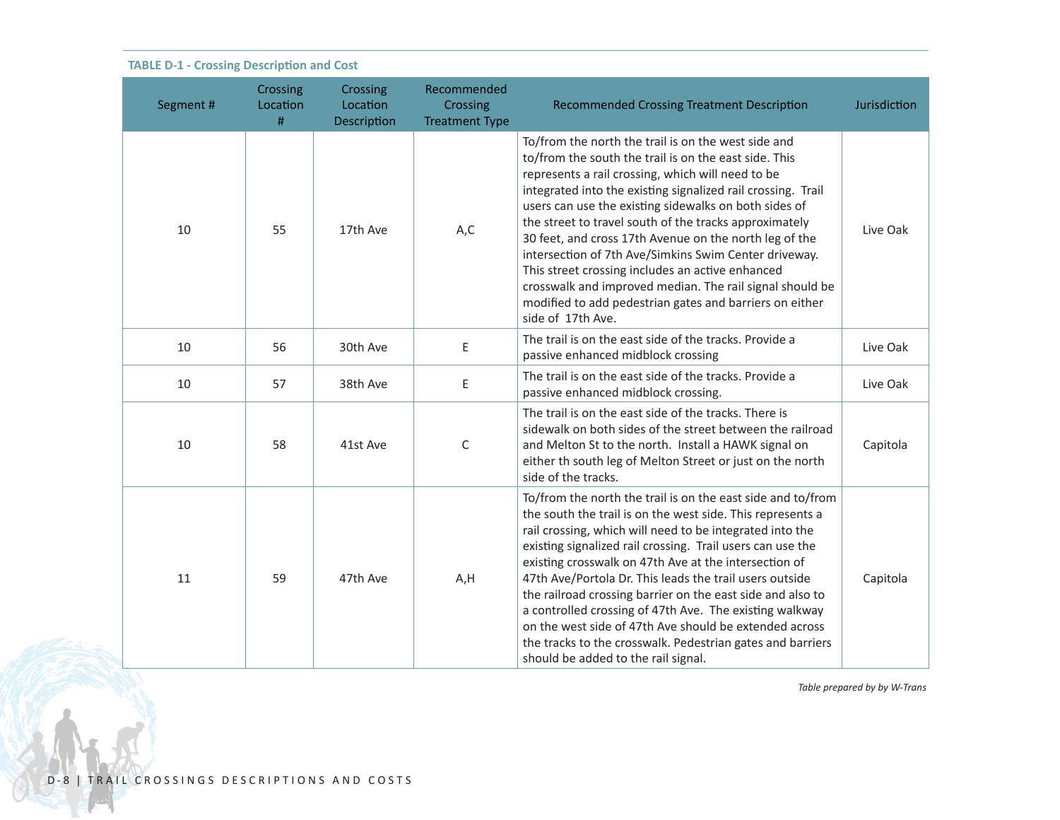**TABLE D-1 - Crossing Description and Cost**

| Segment # | Crossing Location # | Crossing Location Description | Recommended Crossing Treatment Type | Recommended Crossing Treatment Description | Jurisdiction |
|---|---|---|---|---|---|
| 10 | 55 | 17th Ave | A,C | To/from the north the trail is on the west side and to/from the south the trail is on the east side. This represents a rail crossing, which will need to be integrated into the existing signalized rail crossing. Trail users can use the existing sidewalks on both sides of the street to travel south of the tracks approximately 30 feet, and cross 17th Avenue on the north leg of the intersection of 7th Ave/Simkins Swim Center driveway. This street crossing includes an active enhanced crosswalk and improved median. The rail signal should be modified to add pedestrian gates and barriers on either side of 17th Ave. | Live Oak |
| 10 | 56 | 30th Ave | E | The trail is on the east side of the tracks. Provide a passive enhanced midblock crossing | Live Oak |
| 10 | 57 | 38th Ave | E | The trail is on the east side of the tracks. Provide a passive enhanced midblock crossing. | Live Oak |
| 10 | 58 | 41st Ave | C | The trail is on the east side of the tracks. There is sidewalk on both sides of the street between the railroad and Melton St to the north. Install a HAWK signal on either th south leg of Melton Street or just on the north side of the tracks. | Capitola |
| 11 | 59 | 47th Ave | A,H | To/from the north the trail is on the east side and to/from the south the trail is on the west side. This represents a rail crossing, which will need to be integrated into the existing signalized rail crossing. Trail users can use the existing crosswalk on 47th Ave at the intersection of 47th Ave/Portola Dr. This leads the trail users outside the railroad crossing barrier on the east side and also to a controlled crossing of 47th Ave. The existing walkway on the west side of 47th Ave should be extended across the tracks to the crosswalk. Pedestrian gates and barriers should be added to the rail signal. | Capitola |

*Table prepared by by W-Trans*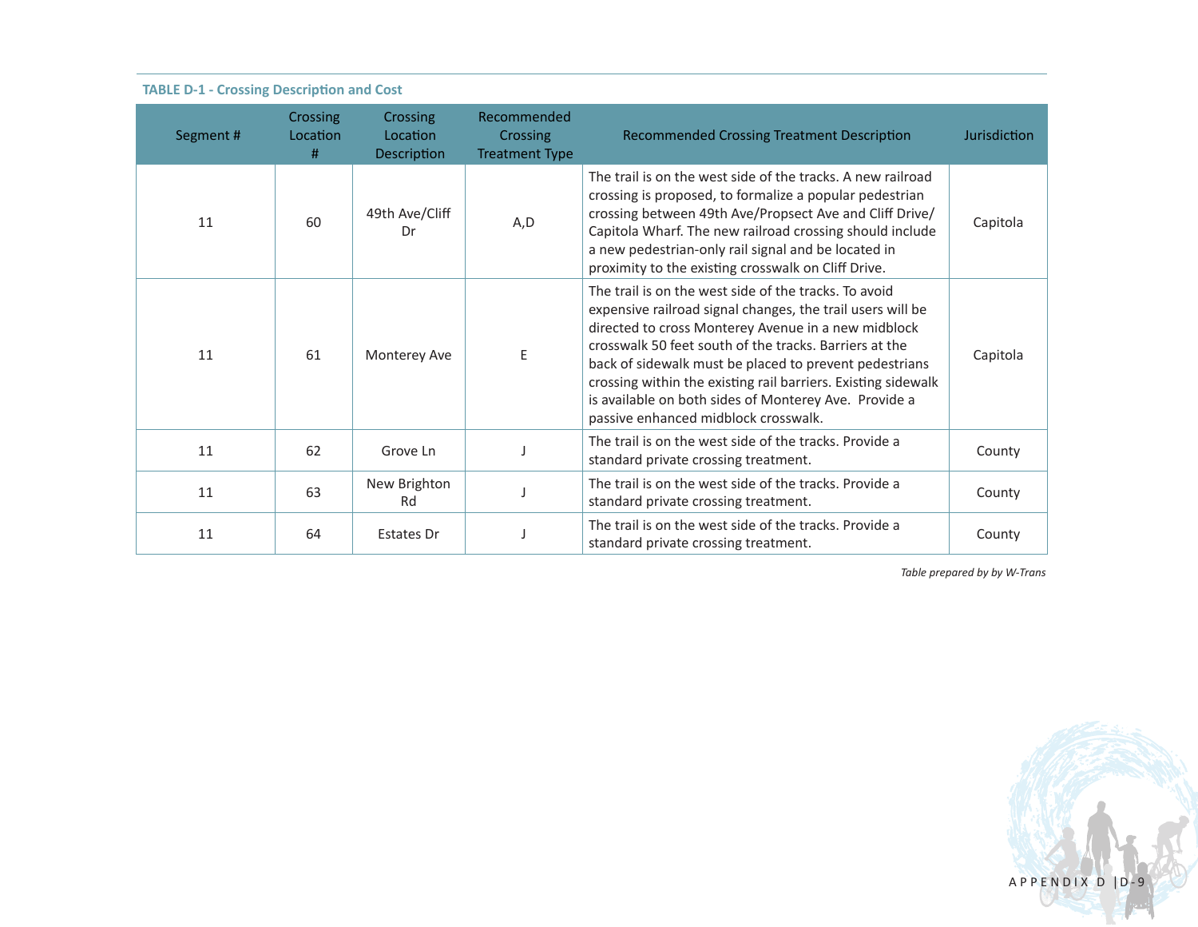**TABLE D-1 - Crossing Description and Cost**

| Segment # | Crossing Location # | Crossing Location Description | Recommended Crossing Treatment Type | Recommended Crossing Treatment Description | Jurisdiction |
|---|---|---|---|---|---|
| 11 | 60 | 49th Ave/Cliff Dr | A,D | The trail is on the west side of the tracks. A new railroad crossing is proposed, to formalize a popular pedestrian crossing between 49th Ave/Propsect Ave and Cliff Drive/ Capitola Wharf. The new railroad crossing should include a new pedestrian-only rail signal and be located in proximity to the existing crosswalk on Cliff Drive. | Capitola |
| 11 | 61 | Monterey Ave | E | The trail is on the west side of the tracks. To avoid expensive railroad signal changes, the trail users will be directed to cross Monterey Avenue in a new midblock crosswalk 50 feet south of the tracks. Barriers at the back of sidewalk must be placed to prevent pedestrians crossing within the existing rail barriers. Existing sidewalk is available on both sides of Monterey Ave. Provide a passive enhanced midblock crosswalk. | Capitola |
| 11 | 62 | Grove Ln | J | The trail is on the west side of the tracks. Provide a standard private crossing treatment. | County |
| 11 | 63 | New Brighton Rd | J | The trail is on the west side of the tracks. Provide a standard private crossing treatment. | County |
| 11 | 64 | Estates Dr | J | The trail is on the west side of the tracks. Provide a standard private crossing treatment. | County |

*Table prepared by by W-Trans*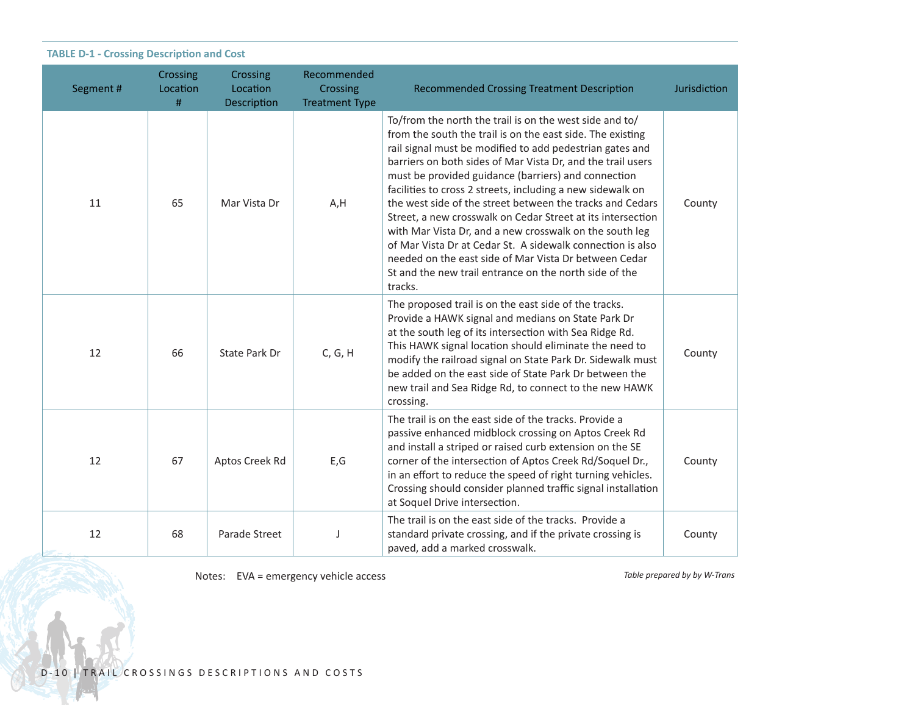**TABLE D-1 - Crossing Description and Cost**

| Segment # | Crossing Location # | Crossing Location Description | Recommended Crossing Treatment Type | Recommended Crossing Treatment Description | Jurisdiction |
|---|---|---|---|---|---|
| 11 | 65 | Mar Vista Dr | A,H | To/from the north the trail is on the west side and to/from the south the trail is on the east side. The existing rail signal must be modified to add pedestrian gates and barriers on both sides of Mar Vista Dr, and the trail users must be provided guidance (barriers) and connection facilities to cross 2 streets, including a new sidewalk on the west side of the street between the tracks and Cedars Street, a new crosswalk on Cedar Street at its intersection with Mar Vista Dr, and a new crosswalk on the south leg of Mar Vista Dr at Cedar St. A sidewalk connection is also needed on the east side of Mar Vista Dr between Cedar St and the new trail entrance on the north side of the tracks. | County |
| 12 | 66 | State Park Dr | C, G, H | The proposed trail is on the east side of the tracks. Provide a HAWK signal and medians on State Park Dr at the south leg of its intersection with Sea Ridge Rd. This HAWK signal location should eliminate the need to modify the railroad signal on State Park Dr. Sidewalk must be added on the east side of State Park Dr between the new trail and Sea Ridge Rd, to connect to the new HAWK crossing. | County |
| 12 | 67 | Aptos Creek Rd | E,G | The trail is on the east side of the tracks. Provide a passive enhanced midblock crossing on Aptos Creek Rd and install a striped or raised curb extension on the SE corner of the intersection of Aptos Creek Rd/Soquel Dr., in an effort to reduce the speed of right turning vehicles. Crossing should consider planned traffic signal installation at Soquel Drive intersection. | County |
| 12 | 68 | Parade Street | J | The trail is on the east side of the tracks. Provide a standard private crossing, and if the private crossing is paved, add a marked crosswalk. | County |

Notes: EVA = emergency vehicle access

*Table prepared by by W-Trans*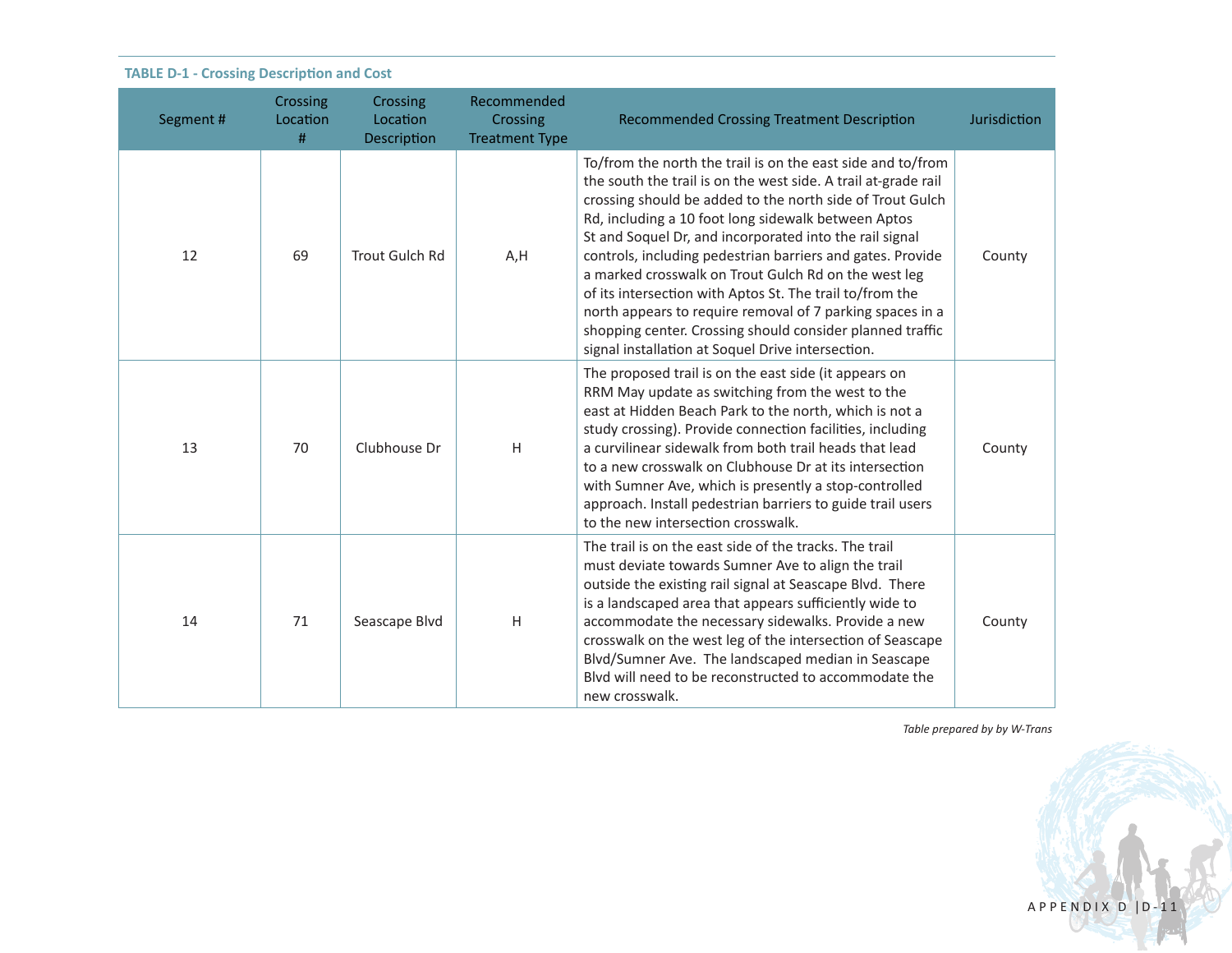**TABLE D-1 - Crossing Description and Cost**

| Segment # | Crossing Location # | Crossing Location Description | Recommended Crossing Treatment Type | Recommended Crossing Treatment Description | Jurisdiction |
|---|---|---|---|---|---|
| 12 | 69 | Trout Gulch Rd | A,H | To/from the north the trail is on the east side and to/from the south the trail is on the west side. A trail at-grade rail crossing should be added to the north side of Trout Gulch Rd, including a 10 foot long sidewalk between Aptos St and Soquel Dr, and incorporated into the rail signal controls, including pedestrian barriers and gates. Provide a marked crosswalk on Trout Gulch Rd on the west leg of its intersection with Aptos St. The trail to/from the north appears to require removal of 7 parking spaces in a shopping center. Crossing should consider planned traffic signal installation at Soquel Drive intersection. | County |
| 13 | 70 | Clubhouse Dr | H | The proposed trail is on the east side (it appears on RRM May update as switching from the west to the east at Hidden Beach Park to the north, which is not a study crossing). Provide connection facilities, including a curvilinear sidewalk from both trail heads that lead to a new crosswalk on Clubhouse Dr at its intersection with Sumner Ave, which is presently a stop-controlled approach. Install pedestrian barriers to guide trail users to the new intersection crosswalk. | County |
| 14 | 71 | Seascape Blvd | H | The trail is on the east side of the tracks. The trail must deviate towards Sumner Ave to align the trail outside the existing rail signal at Seascape Blvd. There is a landscaped area that appears sufficiently wide to accommodate the necessary sidewalks. Provide a new crosswalk on the west leg of the intersection of Seascape Blvd/Sumner Ave. The landscaped median in Seascape Blvd will need to be reconstructed to accommodate the new crosswalk. | County |

*Table prepared by by W-Trans*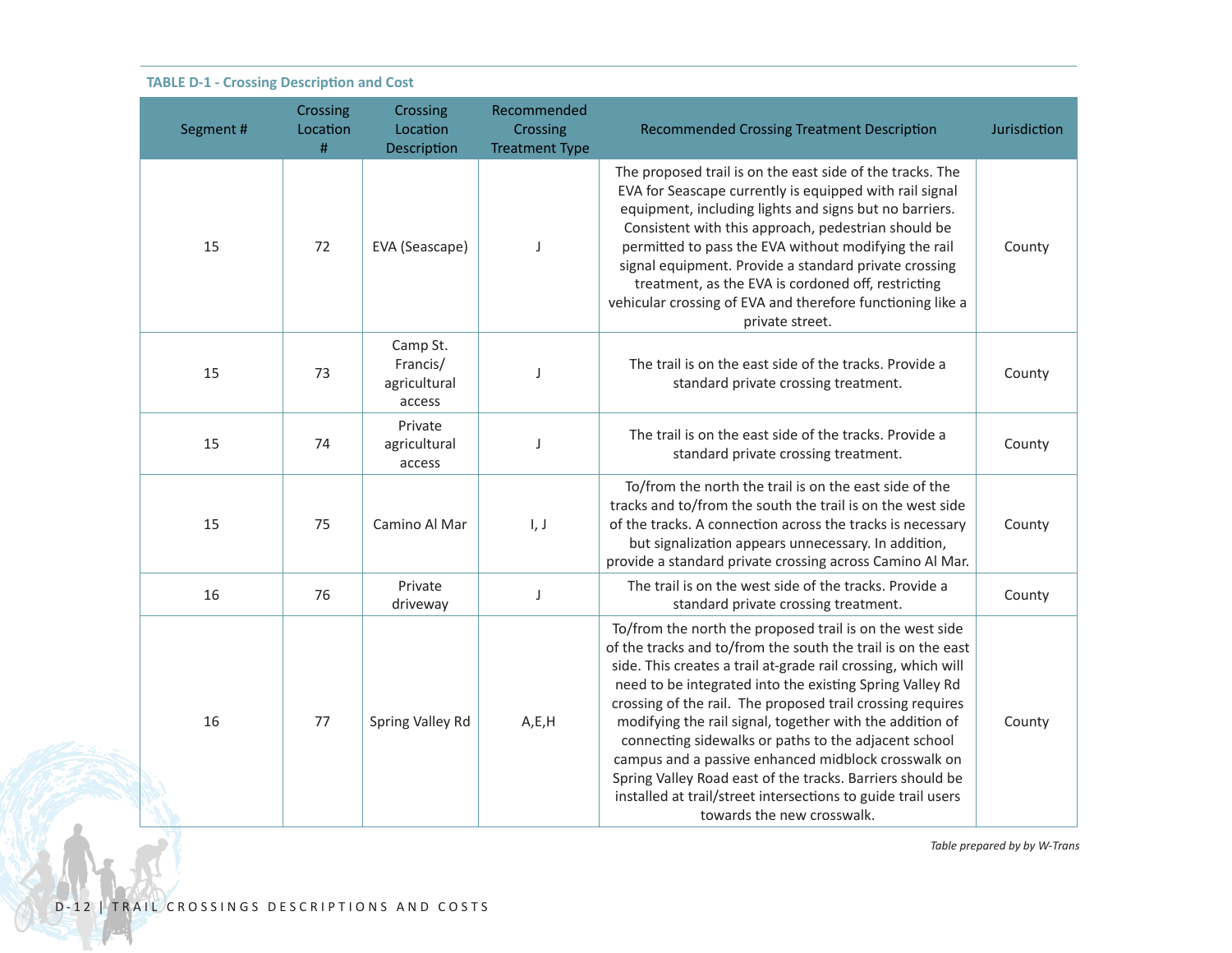**TABLE D-1 - Crossing Description and Cost**

| Segment # | Crossing Location # | Crossing Location Description | Recommended Crossing Treatment Type | Recommended Crossing Treatment Description | Jurisdiction |
|---|---|---|---|---|---|
| 15 | 72 | EVA (Seascape) | J | The proposed trail is on the east side of the tracks. The EVA for Seascape currently is equipped with rail signal equipment, including lights and signs but no barriers. Consistent with this approach, pedestrian should be permitted to pass the EVA without modifying the rail signal equipment. Provide a standard private crossing treatment, as the EVA is cordoned off, restricting vehicular crossing of EVA and therefore functioning like a private street. | County |
| 15 | 73 | Camp St. Francis/ agricultural access | J | The trail is on the east side of the tracks. Provide a standard private crossing treatment. | County |
| 15 | 74 | Private agricultural access | J | The trail is on the east side of the tracks. Provide a standard private crossing treatment. | County |
| 15 | 75 | Camino Al Mar | I, J | To/from the north the trail is on the east side of the tracks and to/from the south the trail is on the west side of the tracks. A connection across the tracks is necessary but signalization appears unnecessary. In addition, provide a standard private crossing across Camino Al Mar. | County |
| 16 | 76 | Private driveway | J | The trail is on the west side of the tracks. Provide a standard private crossing treatment. | County |
| 16 | 77 | Spring Valley Rd | A,E,H | To/from the north the proposed trail is on the west side of the tracks and to/from the south the trail is on the east side. This creates a trail at-grade rail crossing, which will need to be integrated into the existing Spring Valley Rd crossing of the rail. The proposed trail crossing requires modifying the rail signal, together with the addition of connecting sidewalks or paths to the adjacent school campus and a passive enhanced midblock crosswalk on Spring Valley Road east of the tracks. Barriers should be installed at trail/street intersections to guide trail users towards the new crosswalk. | County |

*Table prepared by by W-Trans*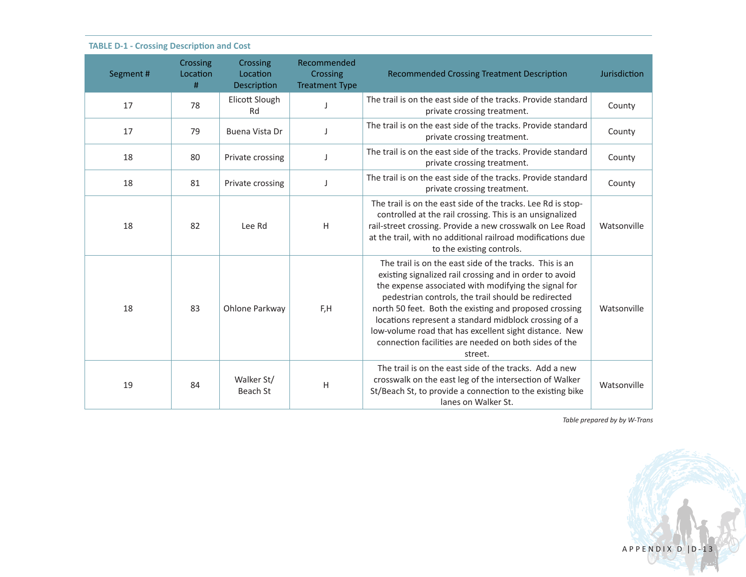**TABLE D-1 - Crossing Description and Cost**

| Segment # | Crossing Location # | Crossing Location Description | Recommended Crossing Treatment Type | Recommended Crossing Treatment Description | Jurisdiction |
|---|---|---|---|---|---|
| 17 | 78 | Elicott Slough Rd | J | The trail is on the east side of the tracks. Provide standard private crossing treatment. | County |
| 17 | 79 | Buena Vista Dr | J | The trail is on the east side of the tracks. Provide standard private crossing treatment. | County |
| 18 | 80 | Private crossing | J | The trail is on the east side of the tracks. Provide standard private crossing treatment. | County |
| 18 | 81 | Private crossing | J | The trail is on the east side of the tracks. Provide standard private crossing treatment. | County |
| 18 | 82 | Lee Rd | H | The trail is on the east side of the tracks. Lee Rd is stop-controlled at the rail crossing. This is an unsignalized rail-street crossing. Provide a new crosswalk on Lee Road at the trail, with no additional railroad modifications due to the existing controls. | Watsonville |
| 18 | 83 | Ohlone Parkway | F,H | The trail is on the east side of the tracks. This is an existing signalized rail crossing and in order to avoid the expense associated with modifying the signal for pedestrian controls, the trail should be redirected north 50 feet. Both the existing and proposed crossing locations represent a standard midblock crossing of a low-volume road that has excellent sight distance. New connection facilities are needed on both sides of the street. | Watsonville |
| 19 | 84 | Walker St/ Beach St | H | The trail is on the east side of the tracks. Add a new crosswalk on the east leg of the intersection of Walker St/Beach St, to provide a connection to the existing bike lanes on Walker St. | Watsonville |

*Table prepared by by W-Trans*